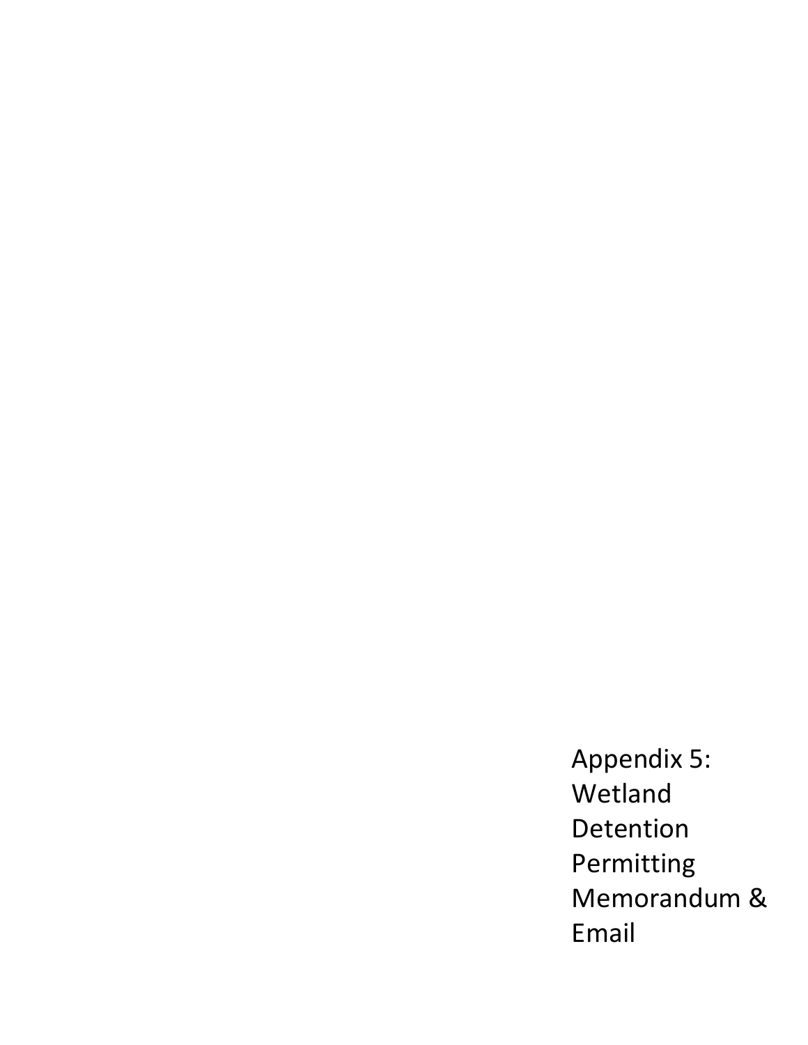# Appendix 5: Wetland Detention Permitting Memorandum & Email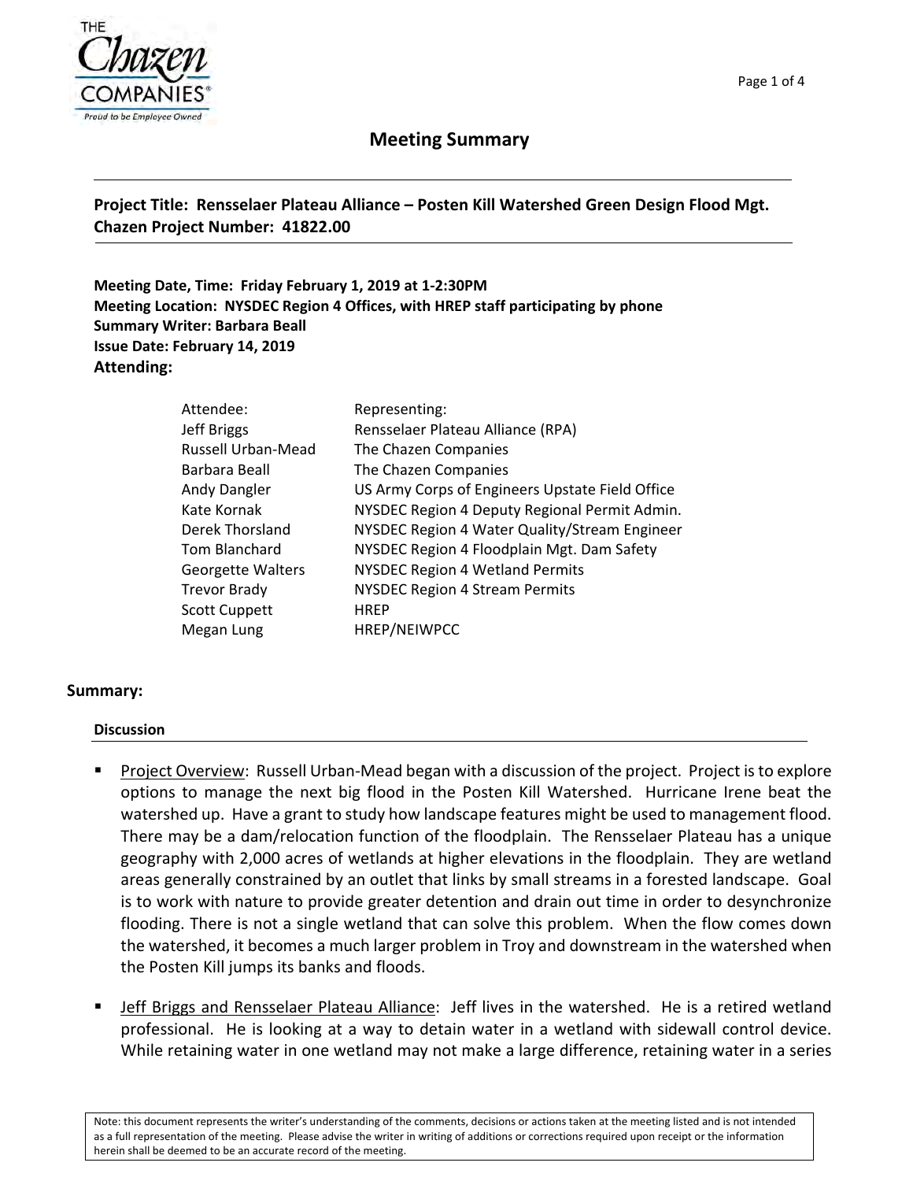# Meeting Summary

**Project Title: Rensselaer Plateau Alliance – Posten Kill Watershed Green Design Flood Mgt.**
**Chazen Project Number: 41822.00**

**Meeting Date, Time: Friday February 1, 2019 at 1-2:30PM**
**Meeting Location: NYSDEC Region 4 Offices, with HREP staff participating by phone**
**Summary Writer: Barbara Beall**
**Issue Date: February 14, 2019**
**Attending:**

| Attendee: | Representing: |
|---|---|
| Jeff Briggs | Rensselaer Plateau Alliance (RPA) |
| Russell Urban-Mead | The Chazen Companies |
| Barbara Beall | The Chazen Companies |
| Andy Dangler | US Army Corps of Engineers Upstate Field Office |
| Kate Kornak | NYSDEC Region 4 Deputy Regional Permit Admin. |
| Derek Thorsland | NYSDEC Region 4 Water Quality/Stream Engineer |
| Tom Blanchard | NYSDEC Region 4 Floodplain Mgt. Dam Safety |
| Georgette Walters | NYSDEC Region 4 Wetland Permits |
| Trevor Brady | NYSDEC Region 4 Stream Permits |
| Scott Cuppett | HREP |
| Megan Lung | HREP/NEIWPCC |

## Summary:

### Discussion

- Project Overview: Russell Urban-Mead began with a discussion of the project. Project is to explore options to manage the next big flood in the Posten Kill Watershed. Hurricane Irene beat the watershed up. Have a grant to study how landscape features might be used to management flood. There may be a dam/relocation function of the floodplain. The Rensselaer Plateau has a unique geography with 2,000 acres of wetlands at higher elevations in the floodplain. They are wetland areas generally constrained by an outlet that links by small streams in a forested landscape. Goal is to work with nature to provide greater detention and drain out time in order to desynchronize flooding. There is not a single wetland that can solve this problem. When the flow comes down the watershed, it becomes a much larger problem in Troy and downstream in the watershed when the Posten Kill jumps its banks and floods.

- Jeff Briggs and Rensselaer Plateau Alliance: Jeff lives in the watershed. He is a retired wetland professional. He is looking at a way to detain water in a wetland with sidewall control device. While retaining water in one wetland may not make a large difference, retaining water in a series

Note: this document represents the writer's understanding of the comments, decisions or actions taken at the meeting listed and is not intended as a full representation of the meeting. Please advise the writer in writing of additions or corrections required upon receipt or the information herein shall be deemed to be an accurate record of the meeting.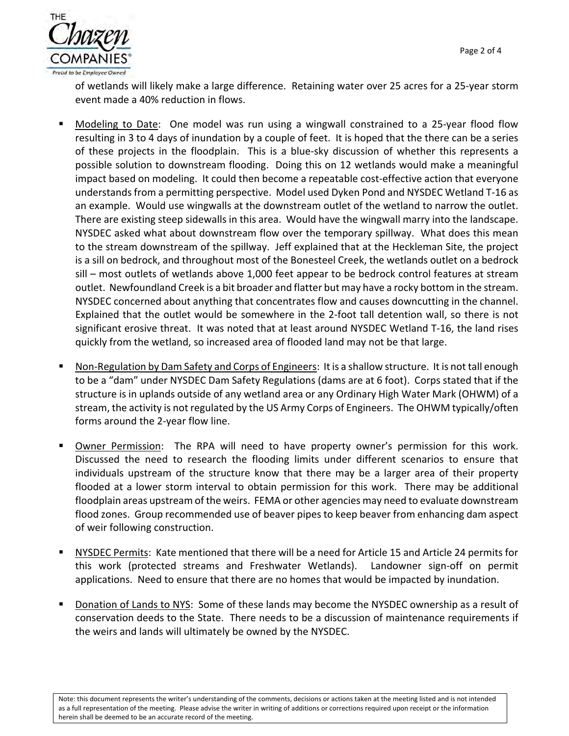of wetlands will likely make a large difference. Retaining water over 25 acres for a 25-year storm event made a 40% reduction in flows.

- Modeling to Date: One model was run using a wingwall constrained to a 25-year flood flow resulting in 3 to 4 days of inundation by a couple of feet. It is hoped that the there can be a series of these projects in the floodplain. This is a blue-sky discussion of whether this represents a possible solution to downstream flooding. Doing this on 12 wetlands would make a meaningful impact based on modeling. It could then become a repeatable cost-effective action that everyone understands from a permitting perspective. Model used Dyken Pond and NYSDEC Wetland T-16 as an example. Would use wingwalls at the downstream outlet of the wetland to narrow the outlet. There are existing steep sidewalls in this area. Would have the wingwall marry into the landscape. NYSDEC asked what about downstream flow over the temporary spillway. What does this mean to the stream downstream of the spillway. Jeff explained that at the Heckleman Site, the project is a sill on bedrock, and throughout most of the Bonesteel Creek, the wetlands outlet on a bedrock sill – most outlets of wetlands above 1,000 feet appear to be bedrock control features at stream outlet. Newfoundland Creek is a bit broader and flatter but may have a rocky bottom in the stream. NYSDEC concerned about anything that concentrates flow and causes downcutting in the channel. Explained that the outlet would be somewhere in the 2-foot tall detention wall, so there is not significant erosive threat. It was noted that at least around NYSDEC Wetland T-16, the land rises quickly from the wetland, so increased area of flooded land may not be that large.

- Non-Regulation by Dam Safety and Corps of Engineers: It is a shallow structure. It is not tall enough to be a "dam" under NYSDEC Dam Safety Regulations (dams are at 6 foot). Corps stated that if the structure is in uplands outside of any wetland area or any Ordinary High Water Mark (OHWM) of a stream, the activity is not regulated by the US Army Corps of Engineers. The OHWM typically/often forms around the 2-year flow line.

- Owner Permission: The RPA will need to have property owner's permission for this work. Discussed the need to research the flooding limits under different scenarios to ensure that individuals upstream of the structure know that there may be a larger area of their property flooded at a lower storm interval to obtain permission for this work. There may be additional floodplain areas upstream of the weirs. FEMA or other agencies may need to evaluate downstream flood zones. Group recommended use of beaver pipes to keep beaver from enhancing dam aspect of weir following construction.

- NYSDEC Permits: Kate mentioned that there will be a need for Article 15 and Article 24 permits for this work (protected streams and Freshwater Wetlands). Landowner sign-off on permit applications. Need to ensure that there are no homes that would be impacted by inundation.

- Donation of Lands to NYS: Some of these lands may become the NYSDEC ownership as a result of conservation deeds to the State. There needs to be a discussion of maintenance requirements if the weirs and lands will ultimately be owned by the NYSDEC.

Note: this document represents the writer's understanding of the comments, decisions or actions taken at the meeting listed and is not intended as a full representation of the meeting. Please advise the writer in writing of additions or corrections required upon receipt or the information herein shall be deemed to be an accurate record of the meeting.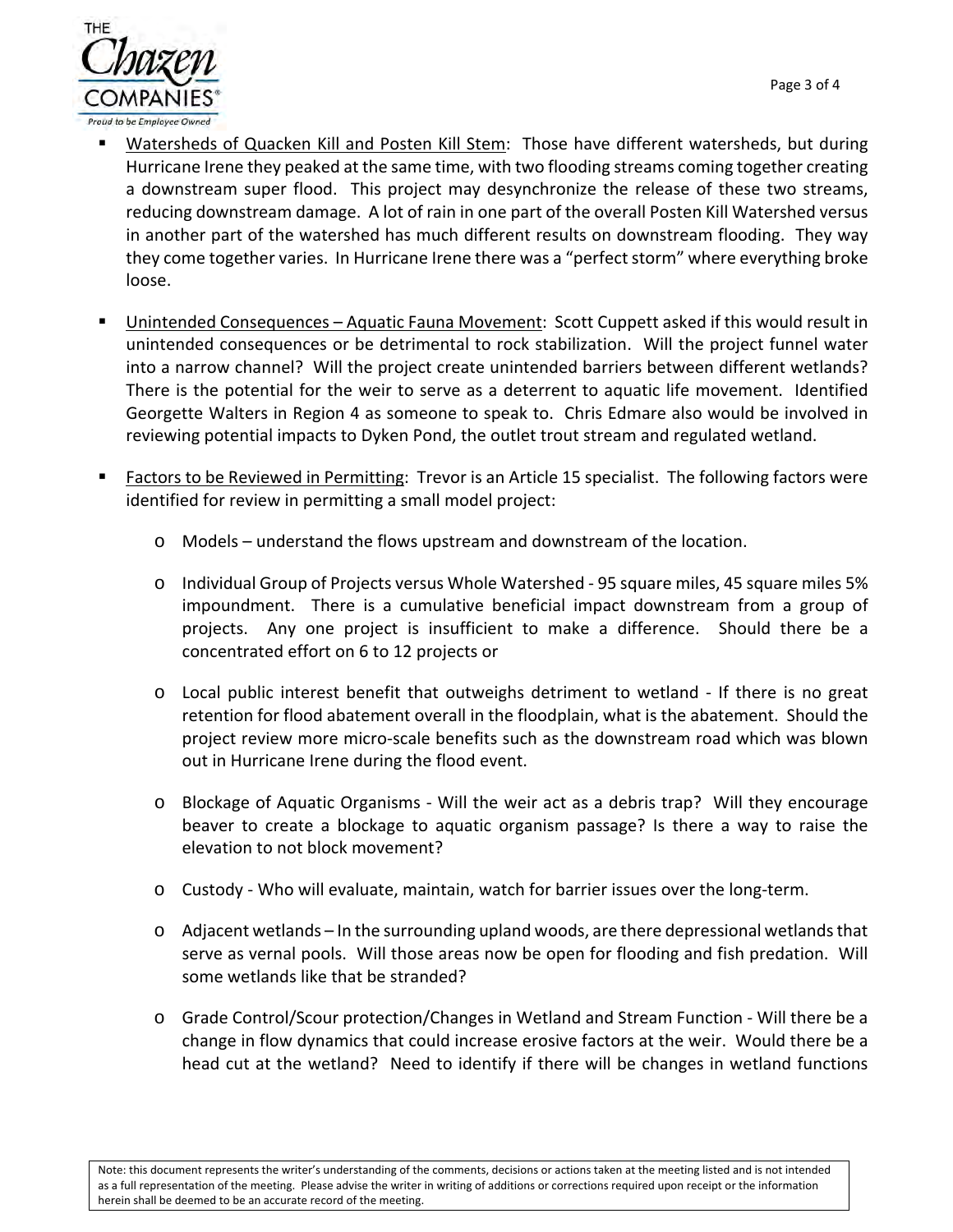- Watersheds of Quacken Kill and Posten Kill Stem: Those have different watersheds, but during Hurricane Irene they peaked at the same time, with two flooding streams coming together creating a downstream super flood. This project may desynchronize the release of these two streams, reducing downstream damage. A lot of rain in one part of the overall Posten Kill Watershed versus in another part of the watershed has much different results on downstream flooding. They way they come together varies. In Hurricane Irene there was a "perfect storm" where everything broke loose.

- Unintended Consequences – Aquatic Fauna Movement: Scott Cuppett asked if this would result in unintended consequences or be detrimental to rock stabilization. Will the project funnel water into a narrow channel? Will the project create unintended barriers between different wetlands? There is the potential for the weir to serve as a deterrent to aquatic life movement. Identified Georgette Walters in Region 4 as someone to speak to. Chris Edmare also would be involved in reviewing potential impacts to Dyken Pond, the outlet trout stream and regulated wetland.

- Factors to be Reviewed in Permitting: Trevor is an Article 15 specialist. The following factors were identified for review in permitting a small model project:

  - Models – understand the flows upstream and downstream of the location.

  - Individual Group of Projects versus Whole Watershed - 95 square miles, 45 square miles 5% impoundment. There is a cumulative beneficial impact downstream from a group of projects. Any one project is insufficient to make a difference. Should there be a concentrated effort on 6 to 12 projects or

  - Local public interest benefit that outweighs detriment to wetland - If there is no great retention for flood abatement overall in the floodplain, what is the abatement. Should the project review more micro-scale benefits such as the downstream road which was blown out in Hurricane Irene during the flood event.

  - Blockage of Aquatic Organisms - Will the weir act as a debris trap? Will they encourage beaver to create a blockage to aquatic organism passage? Is there a way to raise the elevation to not block movement?

  - Custody - Who will evaluate, maintain, watch for barrier issues over the long-term.

  - Adjacent wetlands – In the surrounding upland woods, are there depressional wetlands that serve as vernal pools. Will those areas now be open for flooding and fish predation. Will some wetlands like that be stranded?

  - Grade Control/Scour protection/Changes in Wetland and Stream Function - Will there be a change in flow dynamics that could increase erosive factors at the weir. Would there be a head cut at the wetland? Need to identify if there will be changes in wetland functions

Note: this document represents the writer's understanding of the comments, decisions or actions taken at the meeting listed and is not intended as a full representation of the meeting. Please advise the writer in writing of additions or corrections required upon receipt or the information herein shall be deemed to be an accurate record of the meeting.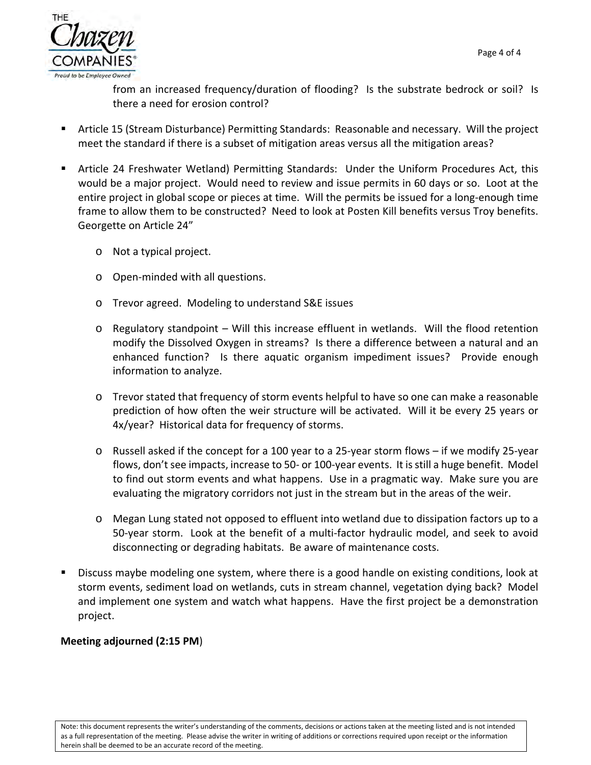from an increased frequency/duration of flooding? Is the substrate bedrock or soil? Is there a need for erosion control?

- Article 15 (Stream Disturbance) Permitting Standards: Reasonable and necessary. Will the project meet the standard if there is a subset of mitigation areas versus all the mitigation areas?
- Article 24 Freshwater Wetland) Permitting Standards: Under the Uniform Procedures Act, this would be a major project. Would need to review and issue permits in 60 days or so. Loot at the entire project in global scope or pieces at time. Will the permits be issued for a long-enough time frame to allow them to be constructed? Need to look at Posten Kill benefits versus Troy benefits. Georgette on Article 24"
  - Not a typical project.
  - Open-minded with all questions.
  - Trevor agreed. Modeling to understand S&E issues
  - Regulatory standpoint – Will this increase effluent in wetlands. Will the flood retention modify the Dissolved Oxygen in streams? Is there a difference between a natural and an enhanced function? Is there aquatic organism impediment issues? Provide enough information to analyze.
  - Trevor stated that frequency of storm events helpful to have so one can make a reasonable prediction of how often the weir structure will be activated. Will it be every 25 years or 4x/year? Historical data for frequency of storms.
  - Russell asked if the concept for a 100 year to a 25-year storm flows – if we modify 25-year flows, don't see impacts, increase to 50- or 100-year events. It is still a huge benefit. Model to find out storm events and what happens. Use in a pragmatic way. Make sure you are evaluating the migratory corridors not just in the stream but in the areas of the weir.
  - Megan Lung stated not opposed to effluent into wetland due to dissipation factors up to a 50-year storm. Look at the benefit of a multi-factor hydraulic model, and seek to avoid disconnecting or degrading habitats. Be aware of maintenance costs.
- Discuss maybe modeling one system, where there is a good handle on existing conditions, look at storm events, sediment load on wetlands, cuts in stream channel, vegetation dying back? Model and implement one system and watch what happens. Have the first project be a demonstration project.

**Meeting adjourned (2:15 PM**)

Note: this document represents the writer's understanding of the comments, decisions or actions taken at the meeting listed and is not intended as a full representation of the meeting. Please advise the writer in writing of additions or corrections required upon receipt or the information herein shall be deemed to be an accurate record of the meeting.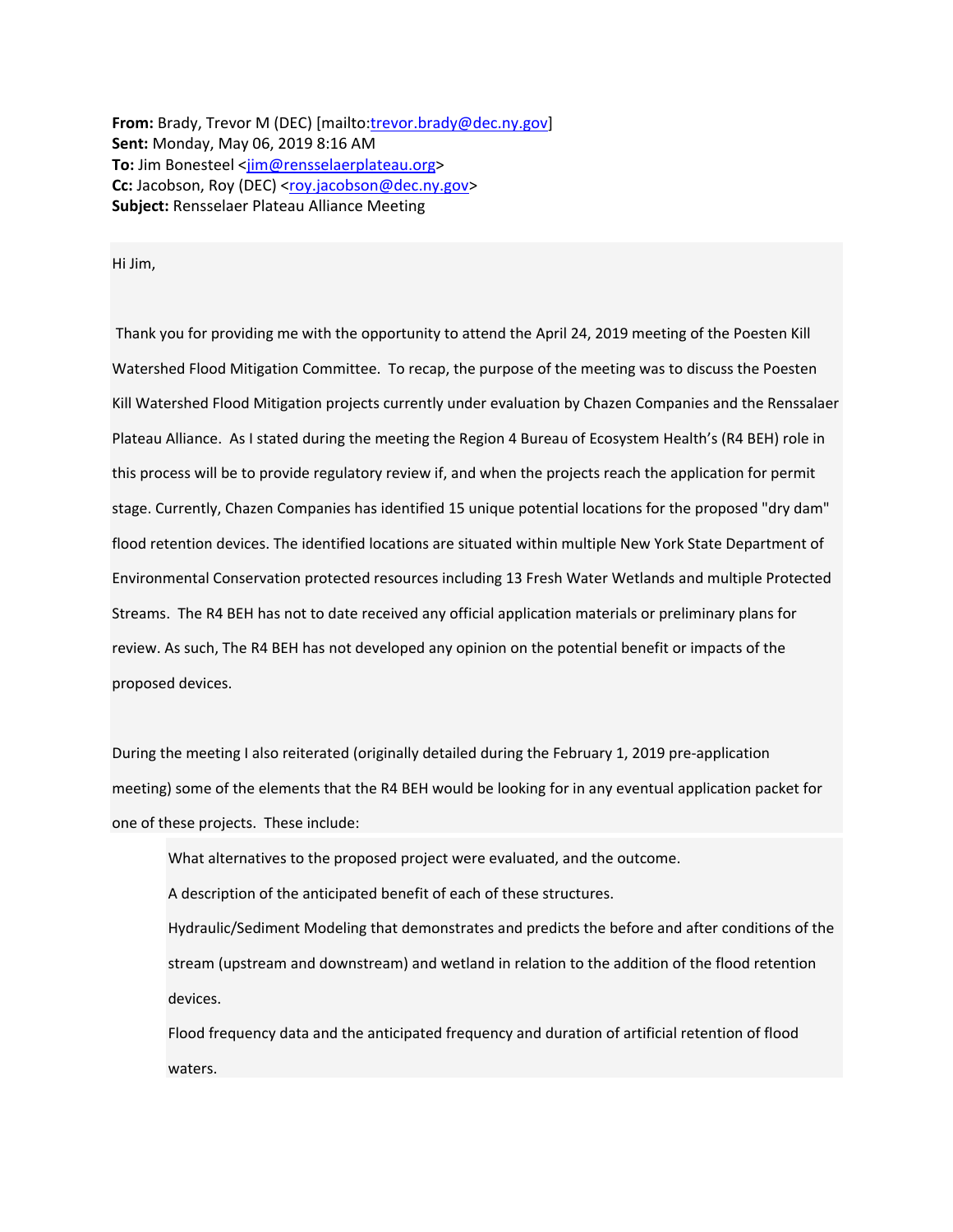**From:** Brady, Trevor M (DEC) [mailto:trevor.brady@dec.ny.gov]
**Sent:** Monday, May 06, 2019 8:16 AM
**To:** Jim Bonesteel <jim@rensselaerplateau.org>
**Cc:** Jacobson, Roy (DEC) <roy.jacobson@dec.ny.gov>
**Subject:** Rensselaer Plateau Alliance Meeting

Hi Jim,

Thank you for providing me with the opportunity to attend the April 24, 2019 meeting of the Poesten Kill Watershed Flood Mitigation Committee. To recap, the purpose of the meeting was to discuss the Poesten Kill Watershed Flood Mitigation projects currently under evaluation by Chazen Companies and the Renssalaer Plateau Alliance. As I stated during the meeting the Region 4 Bureau of Ecosystem Health's (R4 BEH) role in this process will be to provide regulatory review if, and when the projects reach the application for permit stage. Currently, Chazen Companies has identified 15 unique potential locations for the proposed "dry dam" flood retention devices. The identified locations are situated within multiple New York State Department of Environmental Conservation protected resources including 13 Fresh Water Wetlands and multiple Protected Streams. The R4 BEH has not to date received any official application materials or preliminary plans for review. As such, The R4 BEH has not developed any opinion on the potential benefit or impacts of the proposed devices.

During the meeting I also reiterated (originally detailed during the February 1, 2019 pre-application meeting) some of the elements that the R4 BEH would be looking for in any eventual application packet for one of these projects. These include:

- What alternatives to the proposed project were evaluated, and the outcome.
- A description of the anticipated benefit of each of these structures.
- Hydraulic/Sediment Modeling that demonstrates and predicts the before and after conditions of the stream (upstream and downstream) and wetland in relation to the addition of the flood retention devices.
- Flood frequency data and the anticipated frequency and duration of artificial retention of flood waters.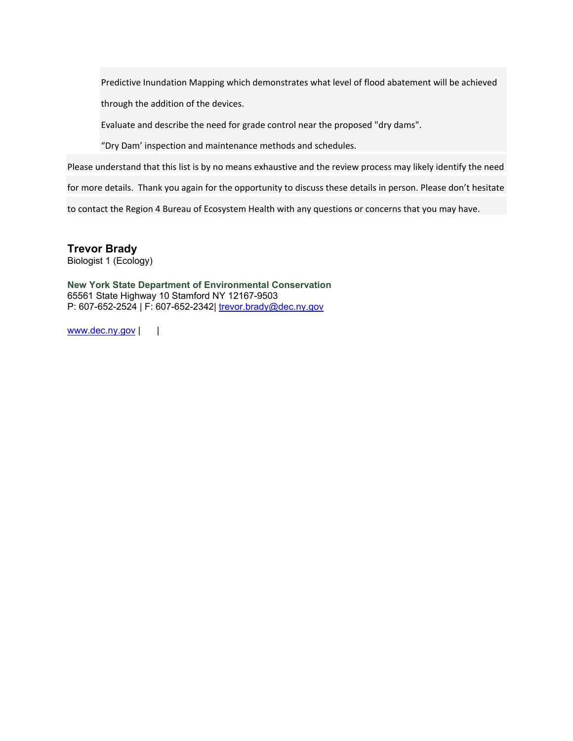Predictive Inundation Mapping which demonstrates what level of flood abatement will be achieved through the addition of the devices.

Evaluate and describe the need for grade control near the proposed "dry dams".

“Dry Dam’ inspection and maintenance methods and schedules.

Please understand that this list is by no means exhaustive and the review process may likely identify the need for more details. Thank you again for the opportunity to discuss these details in person. Please don’t hesitate to contact the Region 4 Bureau of Ecosystem Health with any questions or concerns that you may have.

**Trevor Brady**
Biologist 1 (Ecology)

**New York State Department of Environmental Conservation**
65561 State Highway 10 Stamford NY 12167-9503
P: 607-652-2524 | F: 607-652-2342| trevor.brady@dec.ny.gov

www.dec.ny.gov | |